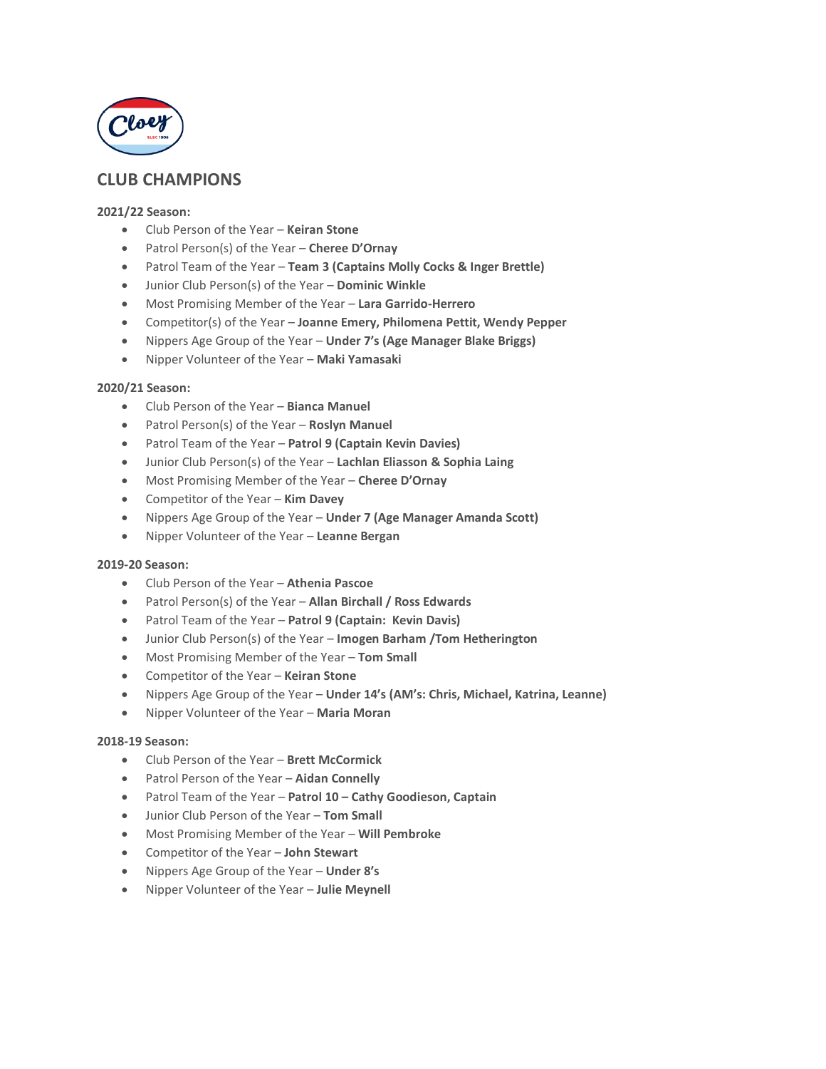## CLUB CHAMPIONS

**2021/22 Season:**

- Club Person of the Year – **Keiran Stone**
- Patrol Person(s) of the Year – **Cheree D'Ornay**
- Patrol Team of the Year – **Team 3 (Captains Molly Cocks & Inger Brettle)**
- Junior Club Person(s) of the Year – **Dominic Winkle**
- Most Promising Member of the Year – **Lara Garrido-Herrero**
- Competitor(s) of the Year – **Joanne Emery, Philomena Pettit, Wendy Pepper**
- Nippers Age Group of the Year – **Under 7's (Age Manager Blake Briggs)**
- Nipper Volunteer of the Year – **Maki Yamasaki**

**2020/21 Season:**

- Club Person of the Year – **Bianca Manuel**
- Patrol Person(s) of the Year – **Roslyn Manuel**
- Patrol Team of the Year – **Patrol 9 (Captain Kevin Davies)**
- Junior Club Person(s) of the Year – **Lachlan Eliasson & Sophia Laing**
- Most Promising Member of the Year – **Cheree D'Ornay**
- Competitor of the Year – **Kim Davey**
- Nippers Age Group of the Year – **Under 7 (Age Manager Amanda Scott)**
- Nipper Volunteer of the Year – **Leanne Bergan**

**2019-20 Season:**

- Club Person of the Year – **Athenia Pascoe**
- Patrol Person(s) of the Year – **Allan Birchall / Ross Edwards**
- Patrol Team of the Year – **Patrol 9 (Captain: Kevin Davis)**
- Junior Club Person(s) of the Year – **Imogen Barham /Tom Hetherington**
- Most Promising Member of the Year – **Tom Small**
- Competitor of the Year – **Keiran Stone**
- Nippers Age Group of the Year – **Under 14's (AM's: Chris, Michael, Katrina, Leanne)**
- Nipper Volunteer of the Year – **Maria Moran**

**2018-19 Season:**

- Club Person of the Year – **Brett McCormick**
- Patrol Person of the Year – **Aidan Connelly**
- Patrol Team of the Year – **Patrol 10 – Cathy Goodieson, Captain**
- Junior Club Person of the Year – **Tom Small**
- Most Promising Member of the Year – **Will Pembroke**
- Competitor of the Year – **John Stewart**
- Nippers Age Group of the Year – **Under 8's**
- Nipper Volunteer of the Year – **Julie Meynell**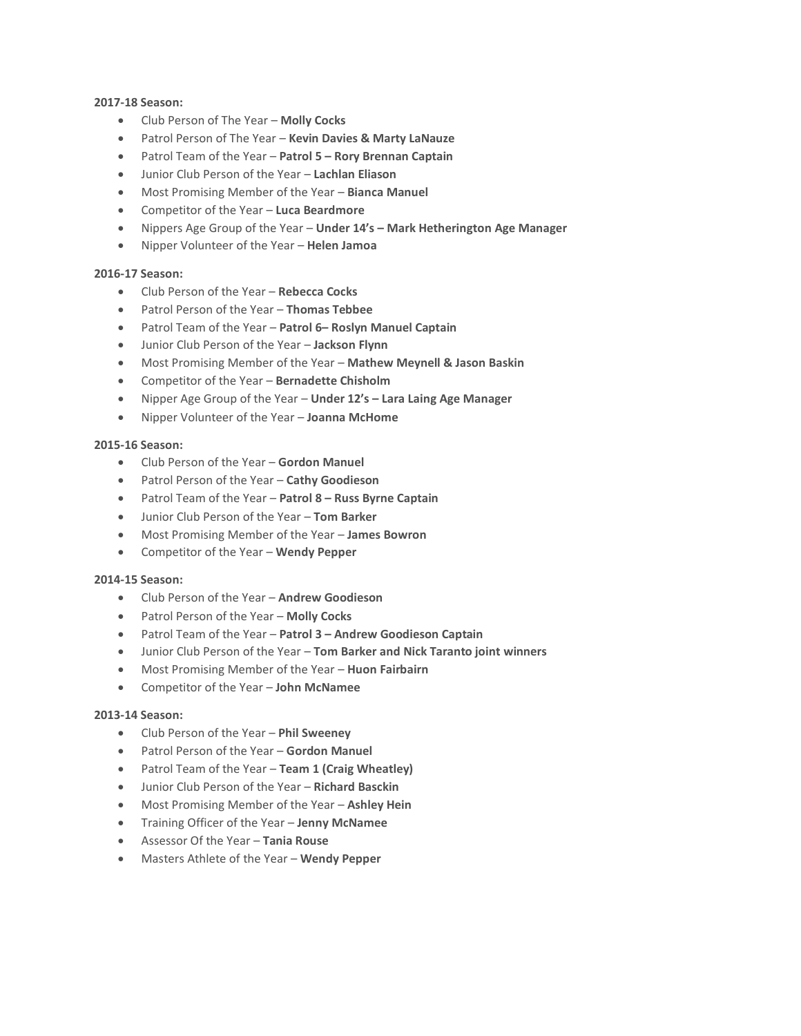**2017-18 Season:**

- Club Person of The Year – **Molly Cocks**
- Patrol Person of The Year – **Kevin Davies & Marty LaNauze**
- Patrol Team of the Year – **Patrol 5 – Rory Brennan Captain**
- Junior Club Person of the Year – **Lachlan Eliason**
- Most Promising Member of the Year – **Bianca Manuel**
- Competitor of the Year – **Luca Beardmore**
- Nippers Age Group of the Year – **Under 14's – Mark Hetherington Age Manager**
- Nipper Volunteer of the Year – **Helen Jamoa**

**2016-17 Season:**

- Club Person of the Year – **Rebecca Cocks**
- Patrol Person of the Year – **Thomas Tebbee**
- Patrol Team of the Year – **Patrol 6– Roslyn Manuel Captain**
- Junior Club Person of the Year – **Jackson Flynn**
- Most Promising Member of the Year – **Mathew Meynell & Jason Baskin**
- Competitor of the Year – **Bernadette Chisholm**
- Nipper Age Group of the Year – **Under 12's – Lara Laing Age Manager**
- Nipper Volunteer of the Year – **Joanna McHome**

**2015-16 Season:**

- Club Person of the Year – **Gordon Manuel**
- Patrol Person of the Year – **Cathy Goodieson**
- Patrol Team of the Year – **Patrol 8 – Russ Byrne Captain**
- Junior Club Person of the Year – **Tom Barker**
- Most Promising Member of the Year – **James Bowron**
- Competitor of the Year – **Wendy Pepper**

**2014-15 Season:**

- Club Person of the Year – **Andrew Goodieson**
- Patrol Person of the Year – **Molly Cocks**
- Patrol Team of the Year – **Patrol 3 – Andrew Goodieson Captain**
- Junior Club Person of the Year – **Tom Barker and Nick Taranto joint winners**
- Most Promising Member of the Year – **Huon Fairbairn**
- Competitor of the Year – **John McNamee**

**2013-14 Season:**

- Club Person of the Year – **Phil Sweeney**
- Patrol Person of the Year – **Gordon Manuel**
- Patrol Team of the Year – **Team 1 (Craig Wheatley)**
- Junior Club Person of the Year – **Richard Basckin**
- Most Promising Member of the Year – **Ashley Hein**
- Training Officer of the Year – **Jenny McNamee**
- Assessor Of the Year – **Tania Rouse**
- Masters Athlete of the Year – **Wendy Pepper**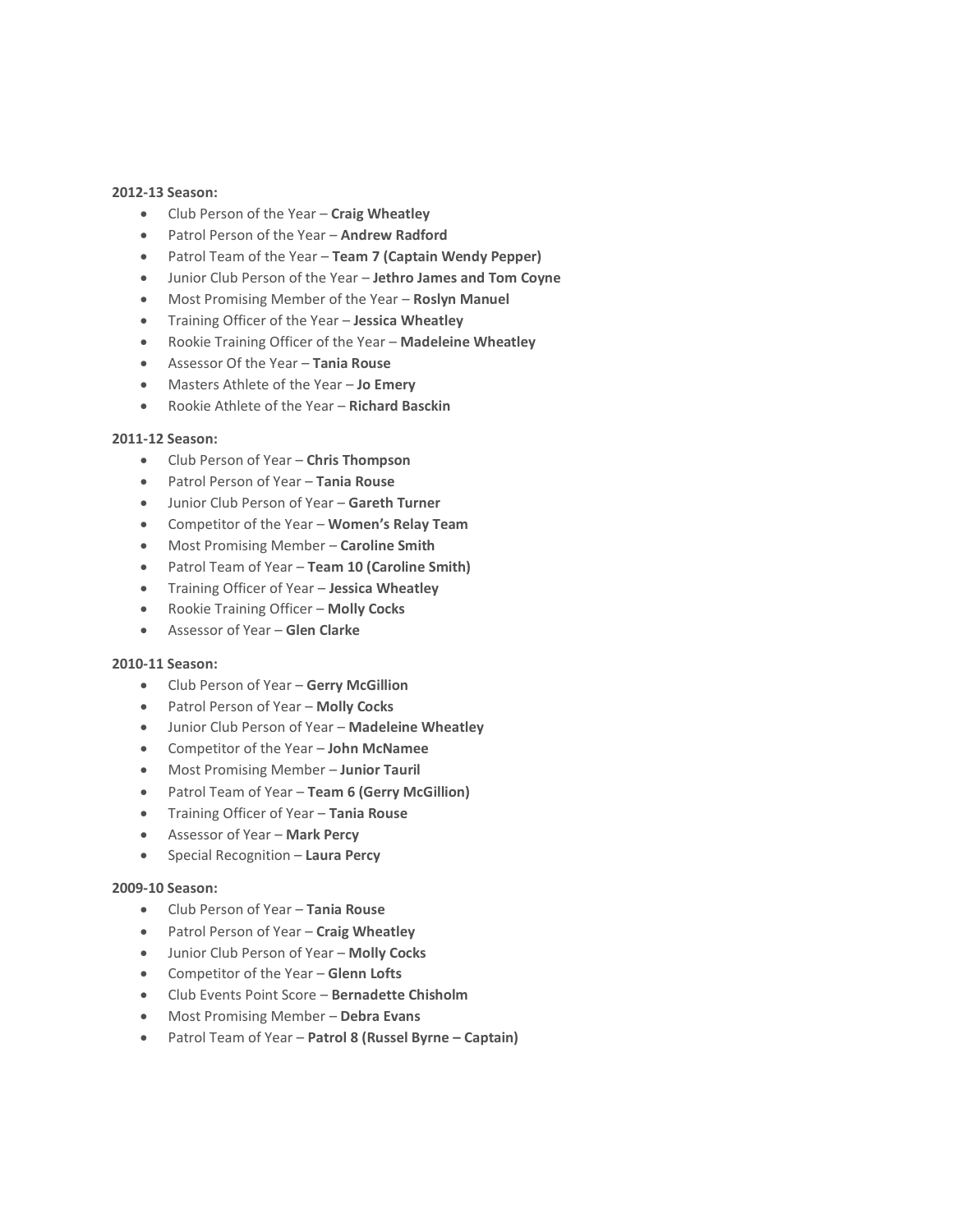**2012-13 Season:**

- Club Person of the Year – **Craig Wheatley**
- Patrol Person of the Year – **Andrew Radford**
- Patrol Team of the Year – **Team 7 (Captain Wendy Pepper)**
- Junior Club Person of the Year – **Jethro James and Tom Coyne**
- Most Promising Member of the Year – **Roslyn Manuel**
- Training Officer of the Year – **Jessica Wheatley**
- Rookie Training Officer of the Year – **Madeleine Wheatley**
- Assessor Of the Year – **Tania Rouse**
- Masters Athlete of the Year – **Jo Emery**
- Rookie Athlete of the Year – **Richard Basckin**

**2011-12 Season:**

- Club Person of Year – **Chris Thompson**
- Patrol Person of Year – **Tania Rouse**
- Junior Club Person of Year – **Gareth Turner**
- Competitor of the Year – **Women's Relay Team**
- Most Promising Member – **Caroline Smith**
- Patrol Team of Year – **Team 10 (Caroline Smith)**
- Training Officer of Year – **Jessica Wheatley**
- Rookie Training Officer – **Molly Cocks**
- Assessor of Year – **Glen Clarke**

**2010-11 Season:**

- Club Person of Year – **Gerry McGillion**
- Patrol Person of Year – **Molly Cocks**
- Junior Club Person of Year – **Madeleine Wheatley**
- Competitor of the Year – **John McNamee**
- Most Promising Member – **Junior Tauril**
- Patrol Team of Year – **Team 6 (Gerry McGillion)**
- Training Officer of Year – **Tania Rouse**
- Assessor of Year – **Mark Percy**
- Special Recognition – **Laura Percy**

**2009-10 Season:**

- Club Person of Year – **Tania Rouse**
- Patrol Person of Year – **Craig Wheatley**
- Junior Club Person of Year – **Molly Cocks**
- Competitor of the Year – **Glenn Lofts**
- Club Events Point Score – **Bernadette Chisholm**
- Most Promising Member – **Debra Evans**
- Patrol Team of Year – **Patrol 8 (Russel Byrne – Captain)**